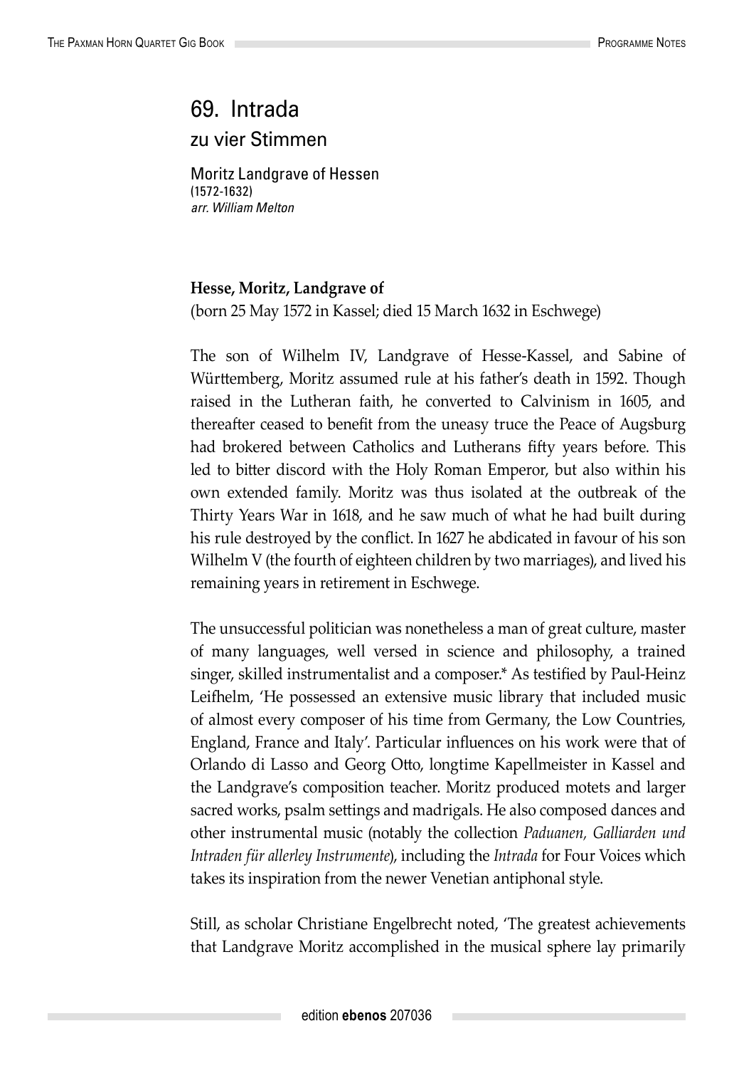# 69. Intrada

## zu vier Stimmen

Moritz Landgrave of Hessen
(1572-1632)
*arr. William Melton*

**Hesse, Moritz, Landgrave of**
(born 25 May 1572 in Kassel; died 15 March 1632 in Eschwege)

The son of Wilhelm IV, Landgrave of Hesse-Kassel, and Sabine of Württemberg, Moritz assumed rule at his father's death in 1592. Though raised in the Lutheran faith, he converted to Calvinism in 1605, and thereafter ceased to benefit from the uneasy truce the Peace of Augsburg had brokered between Catholics and Lutherans fifty years before. This led to bitter discord with the Holy Roman Emperor, but also within his own extended family. Moritz was thus isolated at the outbreak of the Thirty Years War in 1618, and he saw much of what he had built during his rule destroyed by the conflict. In 1627 he abdicated in favour of his son Wilhelm V (the fourth of eighteen children by two marriages), and lived his remaining years in retirement in Eschwege.

The unsuccessful politician was nonetheless a man of great culture, master of many languages, well versed in science and philosophy, a trained singer, skilled instrumentalist and a composer.* As testified by Paul-Heinz Leifhelm, 'He possessed an extensive music library that included music of almost every composer of his time from Germany, the Low Countries, England, France and Italy'. Particular influences on his work were that of Orlando di Lasso and Georg Otto, longtime Kapellmeister in Kassel and the Landgrave's composition teacher. Moritz produced motets and larger sacred works, psalm settings and madrigals. He also composed dances and other instrumental music (notably the collection *Paduanen, Galliarden und Intraden für allerley Instrumente*), including the *Intrada* for Four Voices which takes its inspiration from the newer Venetian antiphonal style.

Still, as scholar Christiane Engelbrecht noted, 'The greatest achievements that Landgrave Moritz accomplished in the musical sphere lay primarily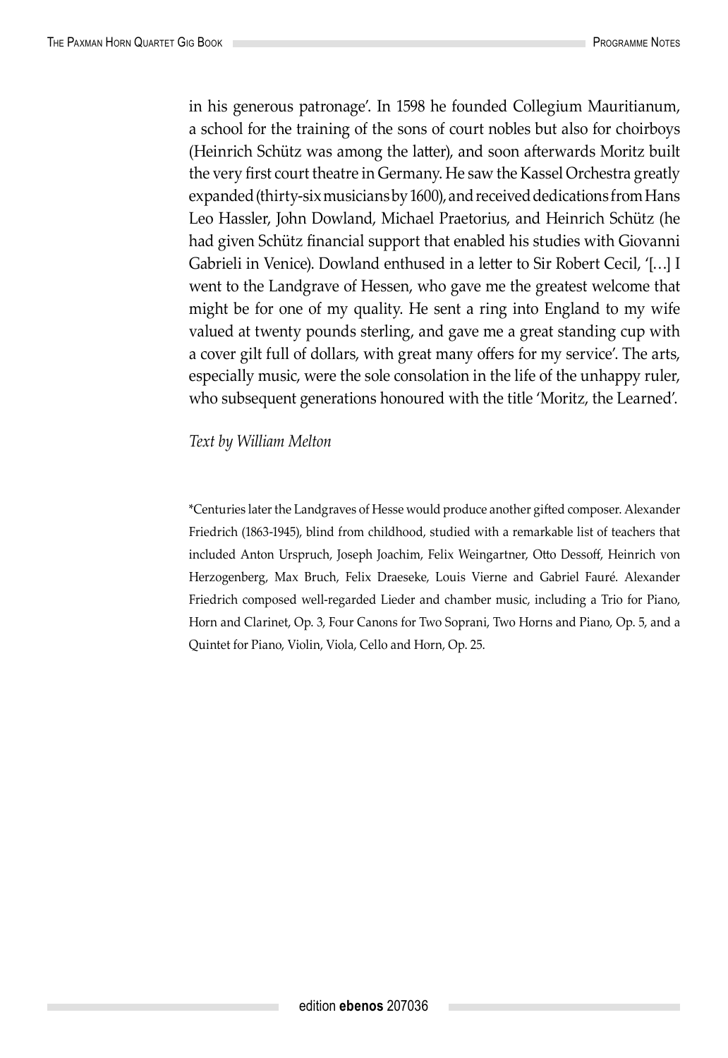in his generous patronage'. In 1598 he founded Collegium Mauritianum, a school for the training of the sons of court nobles but also for choirboys (Heinrich Schütz was among the latter), and soon afterwards Moritz built the very first court theatre in Germany. He saw the Kassel Orchestra greatly expanded (thirty-six musicians by 1600), and received dedications from Hans Leo Hassler, John Dowland, Michael Praetorius, and Heinrich Schütz (he had given Schütz financial support that enabled his studies with Giovanni Gabrieli in Venice). Dowland enthused in a letter to Sir Robert Cecil, '[…] I went to the Landgrave of Hessen, who gave me the greatest welcome that might be for one of my quality. He sent a ring into England to my wife valued at twenty pounds sterling, and gave me a great standing cup with a cover gilt full of dollars, with great many offers for my service'. The arts, especially music, were the sole consolation in the life of the unhappy ruler, who subsequent generations honoured with the title 'Moritz, the Learned'.

*Text by William Melton*

*Centuries later the Landgraves of Hesse would produce another gifted composer. Alexander Friedrich (1863-1945), blind from childhood, studied with a remarkable list of teachers that included Anton Urspruch, Joseph Joachim, Felix Weingartner, Otto Dessoff, Heinrich von Herzogenberg, Max Bruch, Felix Draeseke, Louis Vierne and Gabriel Fauré. Alexander Friedrich composed well-regarded Lieder and chamber music, including a Trio for Piano, Horn and Clarinet, Op. 3, Four Canons for Two Soprani, Two Horns and Piano, Op. 5, and a Quintet for Piano, Violin, Viola, Cello and Horn, Op. 25.